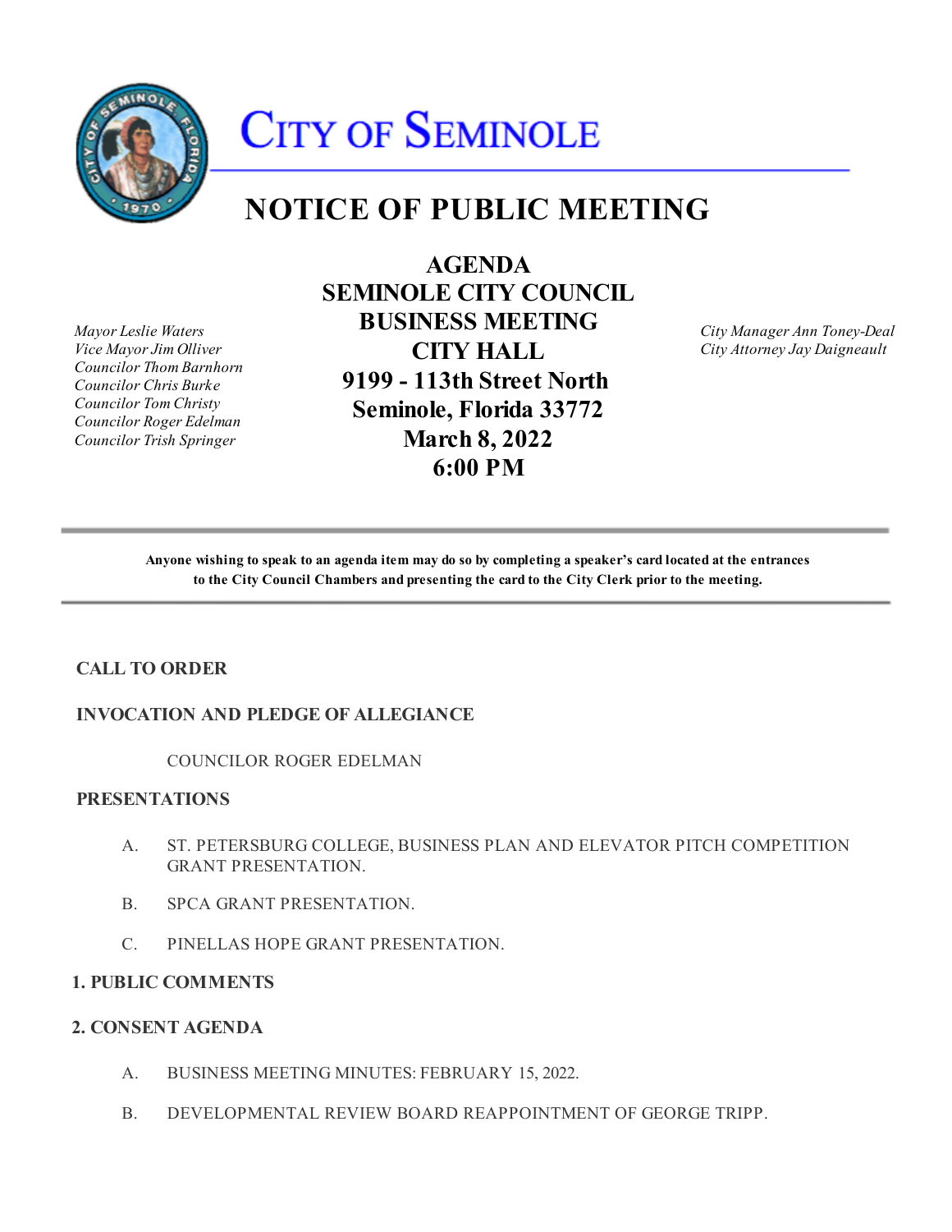# CITY OF SEMINOLE

# NOTICE OF PUBLIC MEETING

## AGENDA
## SEMINOLE CITY COUNCIL
## BUSINESS MEETING
## CITY HALL
## 9199 - 113th Street North
## Seminole, Florida 33772
## March 8, 2022
## 6:00 PM

*Mayor Leslie Waters*
*Vice Mayor Jim Olliver*
*Councilor Thom Barnhorn*
*Councilor Chris Burke*
*Councilor Tom Christy*
*Councilor Roger Edelman*
*Councilor Trish Springer*

*City Manager Ann Toney-Deal*
*City Attorney Jay Daigneault*

---

**Anyone wishing to speak to an agenda item may do so by completing a speaker's card located at the entrances to the City Council Chambers and presenting the card to the City Clerk prior to the meeting.**

---

**CALL TO ORDER**

**INVOCATION AND PLEDGE OF ALLEGIANCE**

COUNCILOR ROGER EDELMAN

**PRESENTATIONS**

A. ST. PETERSBURG COLLEGE, BUSINESS PLAN AND ELEVATOR PITCH COMPETITION GRANT PRESENTATION.

B. SPCA GRANT PRESENTATION.

C. PINELLAS HOPE GRANT PRESENTATION.

**1. PUBLIC COMMENTS**

**2. CONSENT AGENDA**

A. BUSINESS MEETING MINUTES: FEBRUARY 15, 2022.

B. DEVELOPMENTAL REVIEW BOARD REAPPOINTMENT OF GEORGE TRIPP.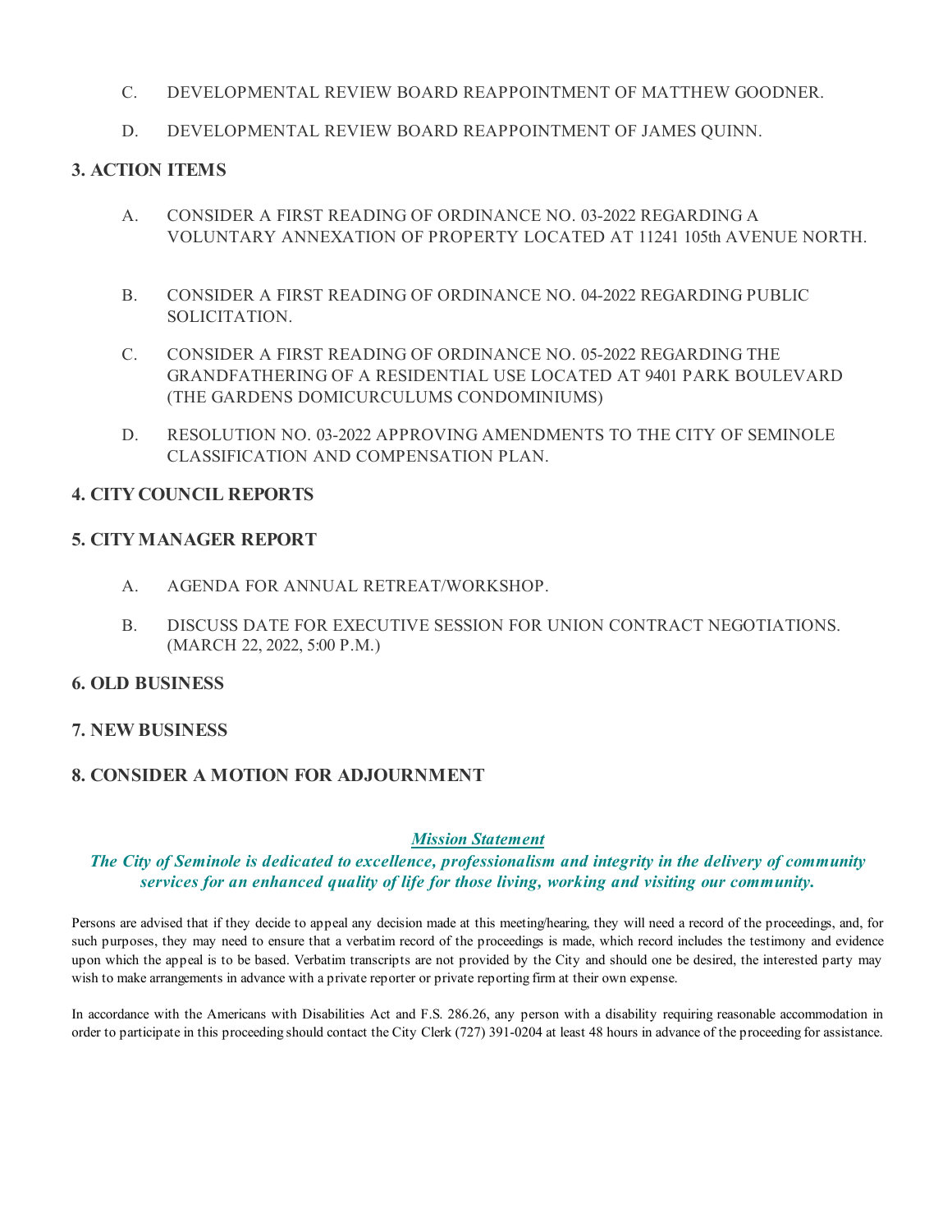C. DEVELOPMENTAL REVIEW BOARD REAPPOINTMENT OF MATTHEW GOODNER.

D. DEVELOPMENTAL REVIEW BOARD REAPPOINTMENT OF JAMES QUINN.

## 3. ACTION ITEMS

A. CONSIDER A FIRST READING OF ORDINANCE NO. 03-2022 REGARDING A VOLUNTARY ANNEXATION OF PROPERTY LOCATED AT 11241 105th AVENUE NORTH.

B. CONSIDER A FIRST READING OF ORDINANCE NO. 04-2022 REGARDING PUBLIC SOLICITATION.

C. CONSIDER A FIRST READING OF ORDINANCE NO. 05-2022 REGARDING THE GRANDFATHERING OF A RESIDENTIAL USE LOCATED AT 9401 PARK BOULEVARD (THE GARDENS DOMICURCULUMS CONDOMINIUMS)

D. RESOLUTION NO. 03-2022 APPROVING AMENDMENTS TO THE CITY OF SEMINOLE CLASSIFICATION AND COMPENSATION PLAN.

## 4. CITY COUNCIL REPORTS

## 5. CITY MANAGER REPORT

A. AGENDA FOR ANNUAL RETREAT/WORKSHOP.

B. DISCUSS DATE FOR EXECUTIVE SESSION FOR UNION CONTRACT NEGOTIATIONS. (MARCH 22, 2022, 5:00 P.M.)

## 6. OLD BUSINESS

## 7. NEW BUSINESS

## 8. CONSIDER A MOTION FOR ADJOURNMENT

***Mission Statement***

***The City of Seminole is dedicated to excellence, professionalism and integrity in the delivery of community services for an enhanced quality of life for those living, working and visiting our community.***

Persons are advised that if they decide to appeal any decision made at this meeting/hearing, they will need a record of the proceedings, and, for such purposes, they may need to ensure that a verbatim record of the proceedings is made, which record includes the testimony and evidence upon which the appeal is to be based. Verbatim transcripts are not provided by the City and should one be desired, the interested party may wish to make arrangements in advance with a private reporter or private reporting firm at their own expense.

In accordance with the Americans with Disabilities Act and F.S. 286.26, any person with a disability requiring reasonable accommodation in order to participate in this proceeding should contact the City Clerk (727) 391-0204 at least 48 hours in advance of the proceeding for assistance.